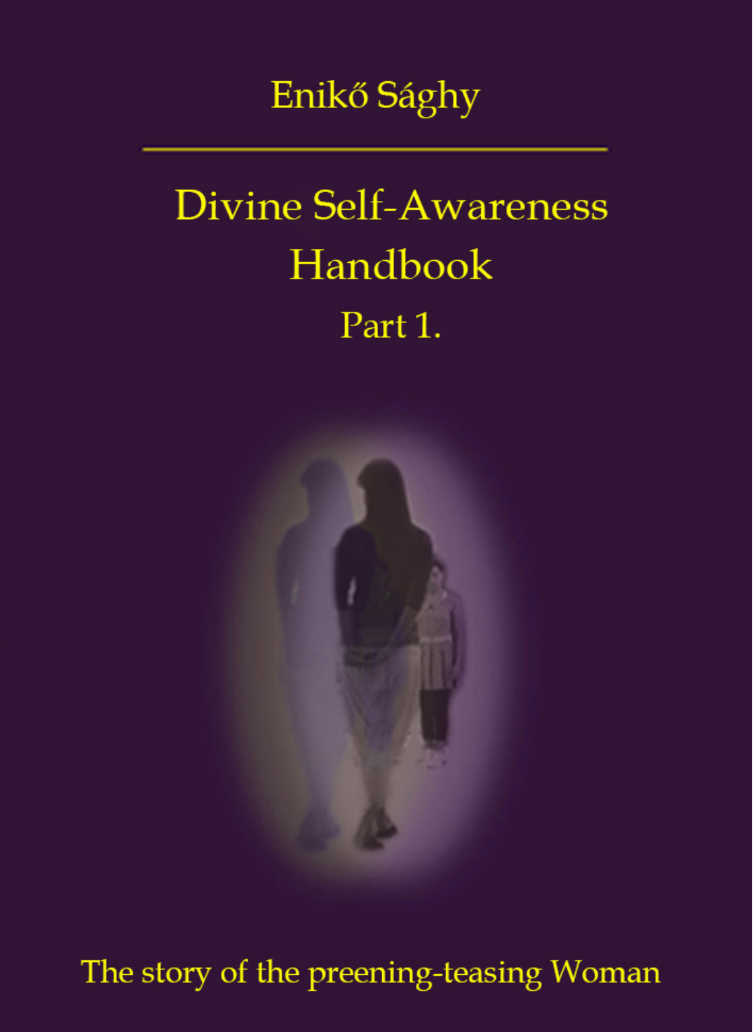Enikő Sághy

# Divine Self-Awareness Handbook

## Part 1.

The story of the preening-teasing Woman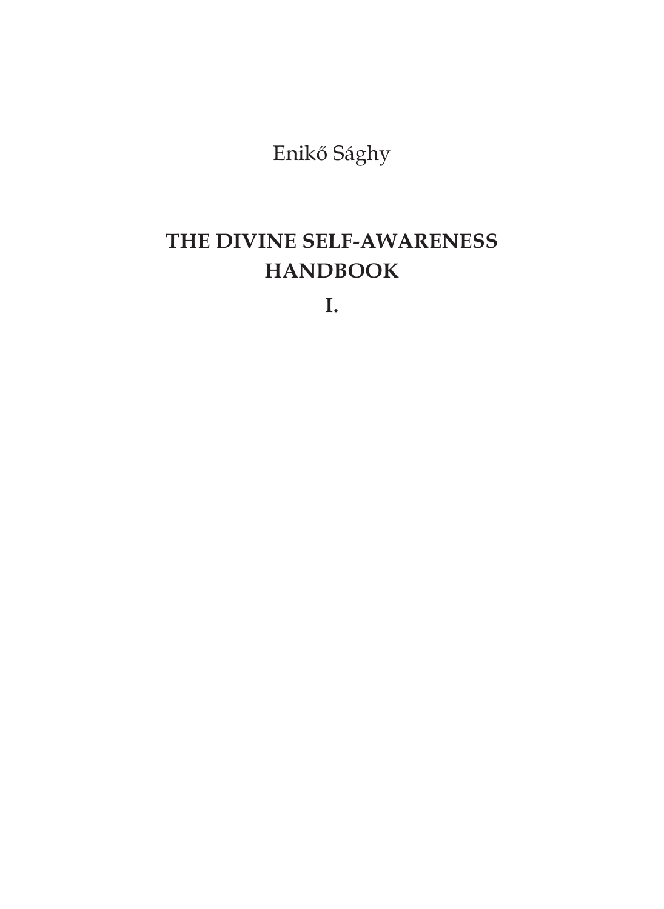Enikő Sághy

# THE DIVINE SELF-AWARENESS HANDBOOK

# I.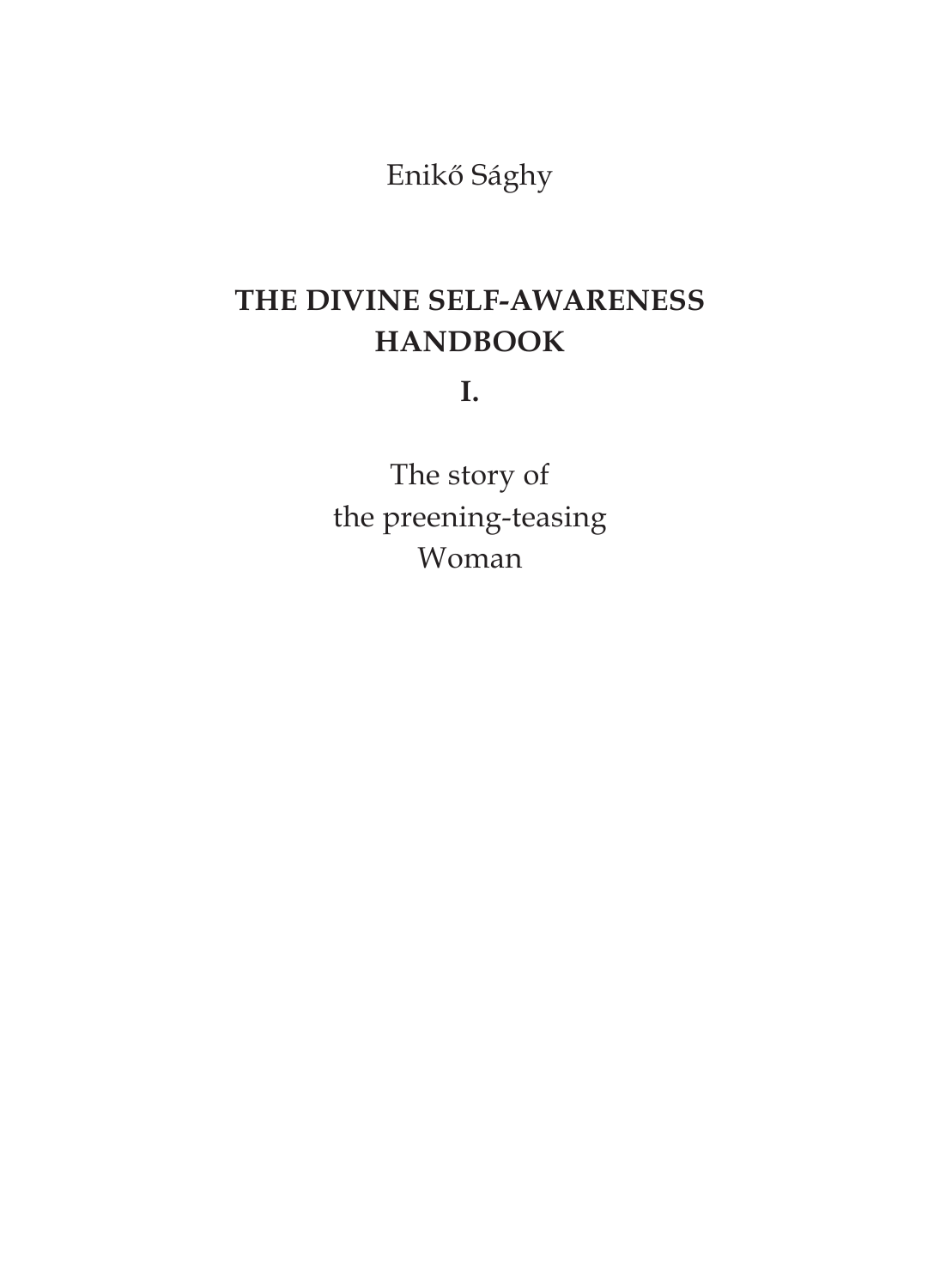Enikő Sághy

# THE DIVINE SELF-AWARENESS HANDBOOK

**I.**

The story of
the preening-teasing
Woman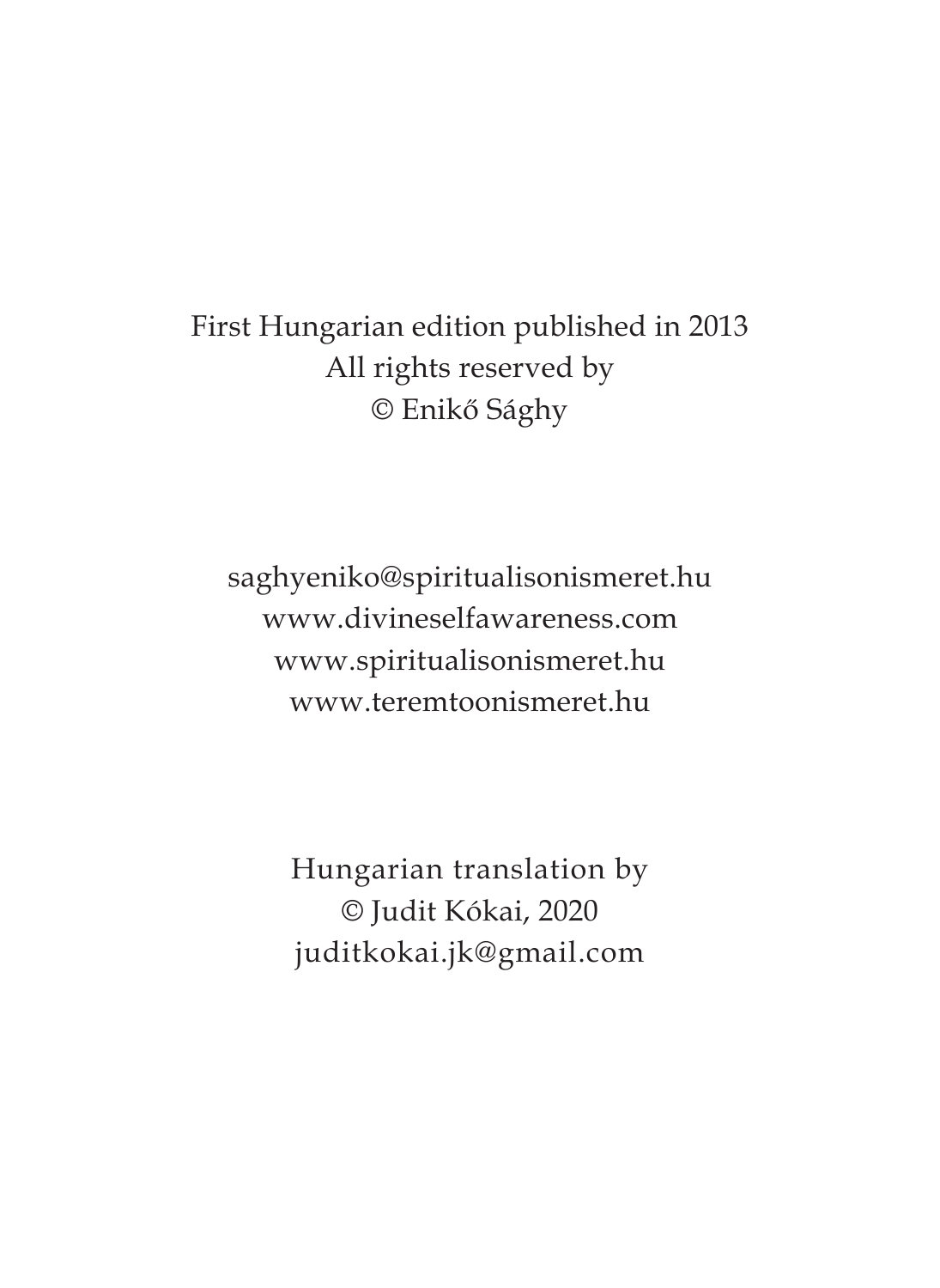First Hungarian edition published in 2013
All rights reserved by
© Enikő Sághy

saghyeniko@spiritualisonismeret.hu
www.divineselfawareness.com
www.spiritualisonismeret.hu
www.teremtoonismeret.hu

Hungarian translation by
© Judit Kókai, 2020
juditkokai.jk@gmail.com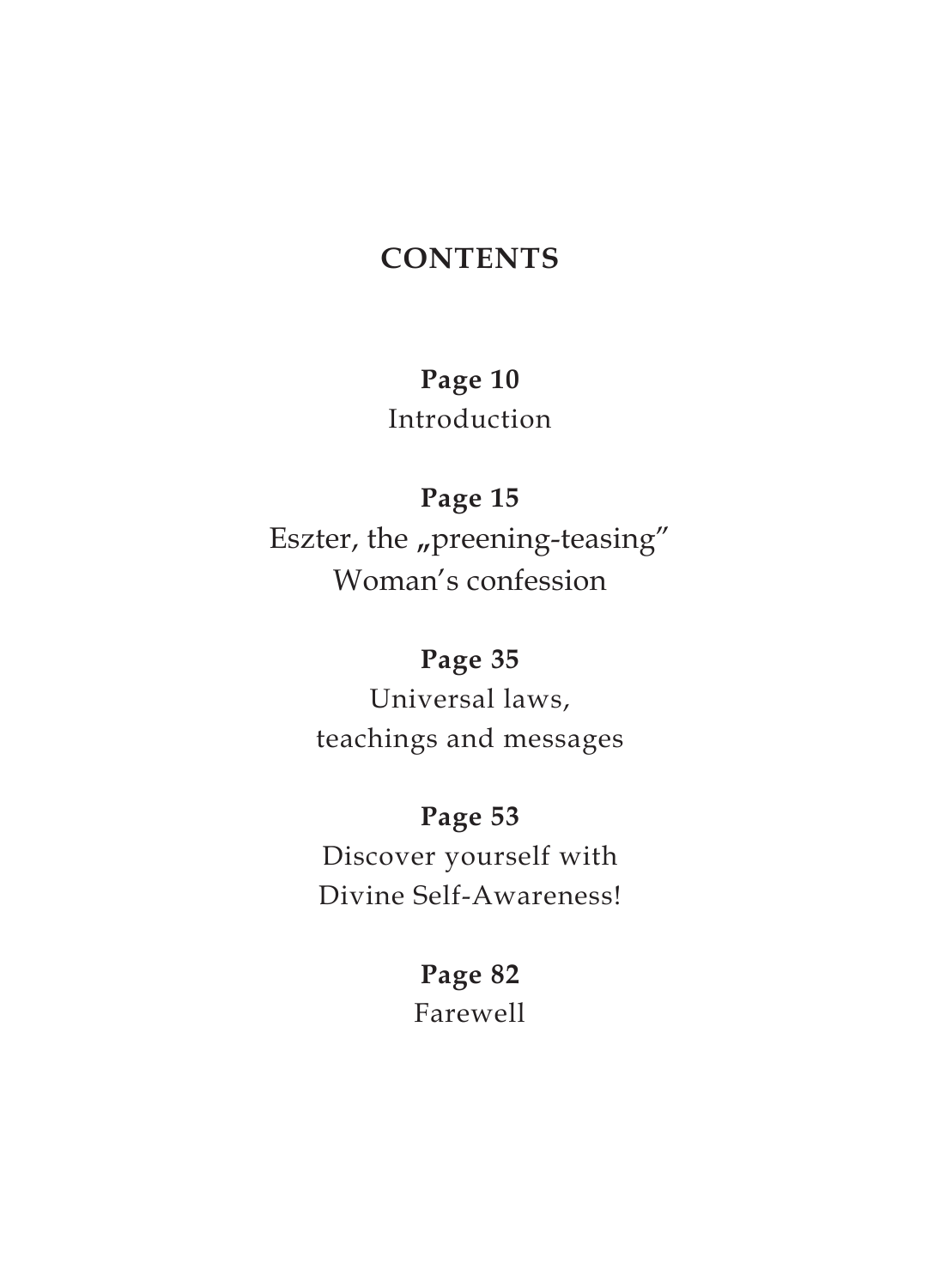# CONTENTS

**Page 10**
Introduction

**Page 15**
Eszter, the „preening-teasing"
Woman's confession

**Page 35**
Universal laws,
teachings and messages

**Page 53**
Discover yourself with
Divine Self-Awareness!

**Page 82**
Farewell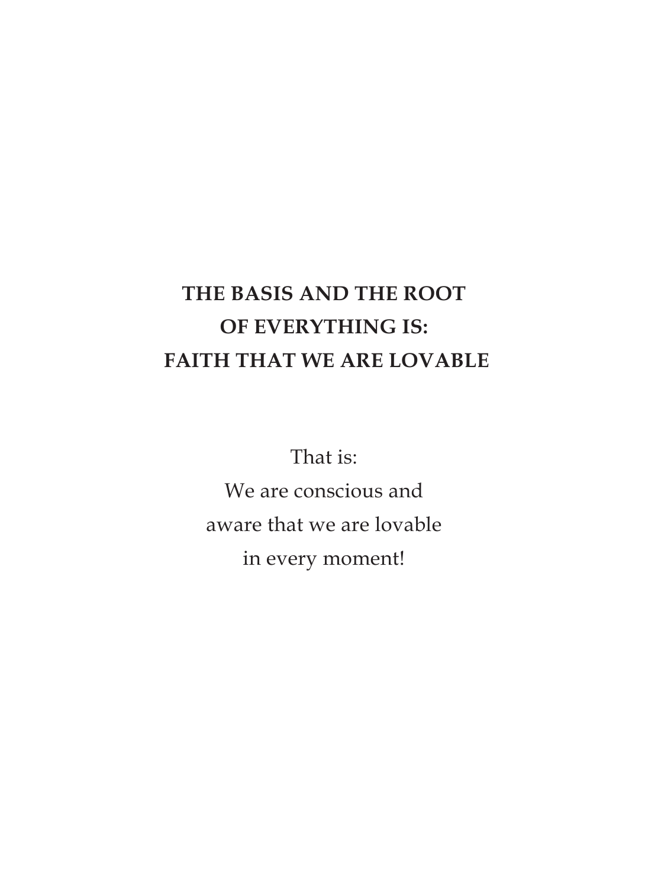**THE BASIS AND THE ROOT**
**OF EVERYTHING IS:**
**FAITH THAT WE ARE LOVABLE**

That is:
We are conscious and
aware that we are lovable
in every moment!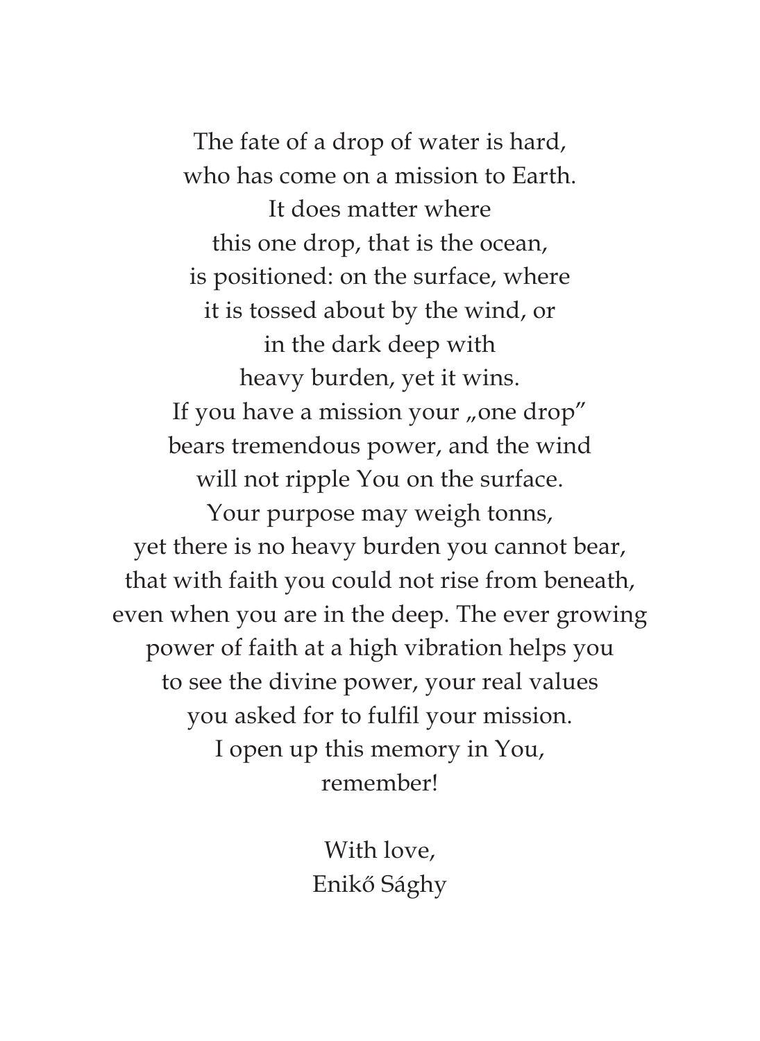The fate of a drop of water is hard,  
who has come on a mission to Earth.  
It does matter where  
this one drop, that is the ocean,  
is positioned: on the surface, where  
it is tossed about by the wind, or  
in the dark deep with  
heavy burden, yet it wins.  
If you have a mission your „one drop"  
bears tremendous power, and the wind  
will not ripple You on the surface.  
Your purpose may weigh tonns,  
yet there is no heavy burden you cannot bear,  
that with faith you could not rise from beneath,  
even when you are in the deep. The ever growing  
power of faith at a high vibration helps you  
to see the divine power, your real values  
you asked for to fulfil your mission.  
I open up this memory in You,  
remember!

With love,  
Enikő Sághy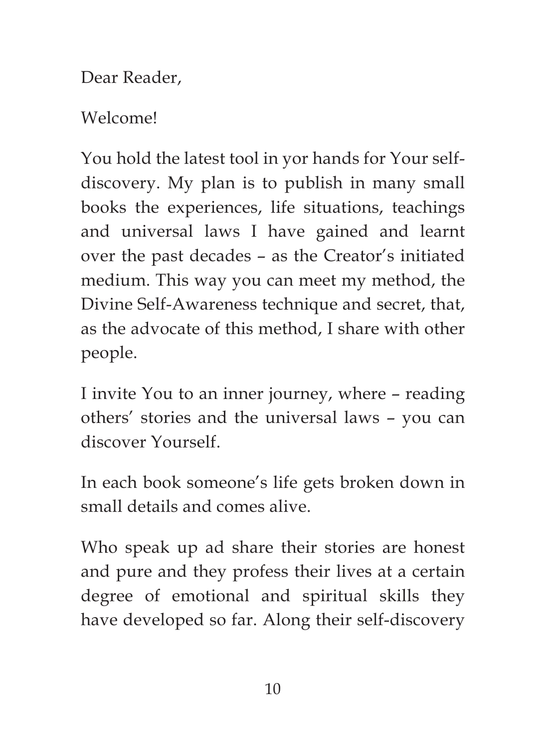Dear Reader,

Welcome!

You hold the latest tool in yor hands for Your self-discovery. My plan is to publish in many small books the experiences, life situations, teachings and universal laws I have gained and learnt over the past decades – as the Creator's initiated medium. This way you can meet my method, the Divine Self-Awareness technique and secret, that, as the advocate of this method, I share with other people.

I invite You to an inner journey, where – reading others' stories and the universal laws – you can discover Yourself.

In each book someone's life gets broken down in small details and comes alive.

Who speak up ad share their stories are honest and pure and they profess their lives at a certain degree of emotional and spiritual skills they have developed so far. Along their self-discovery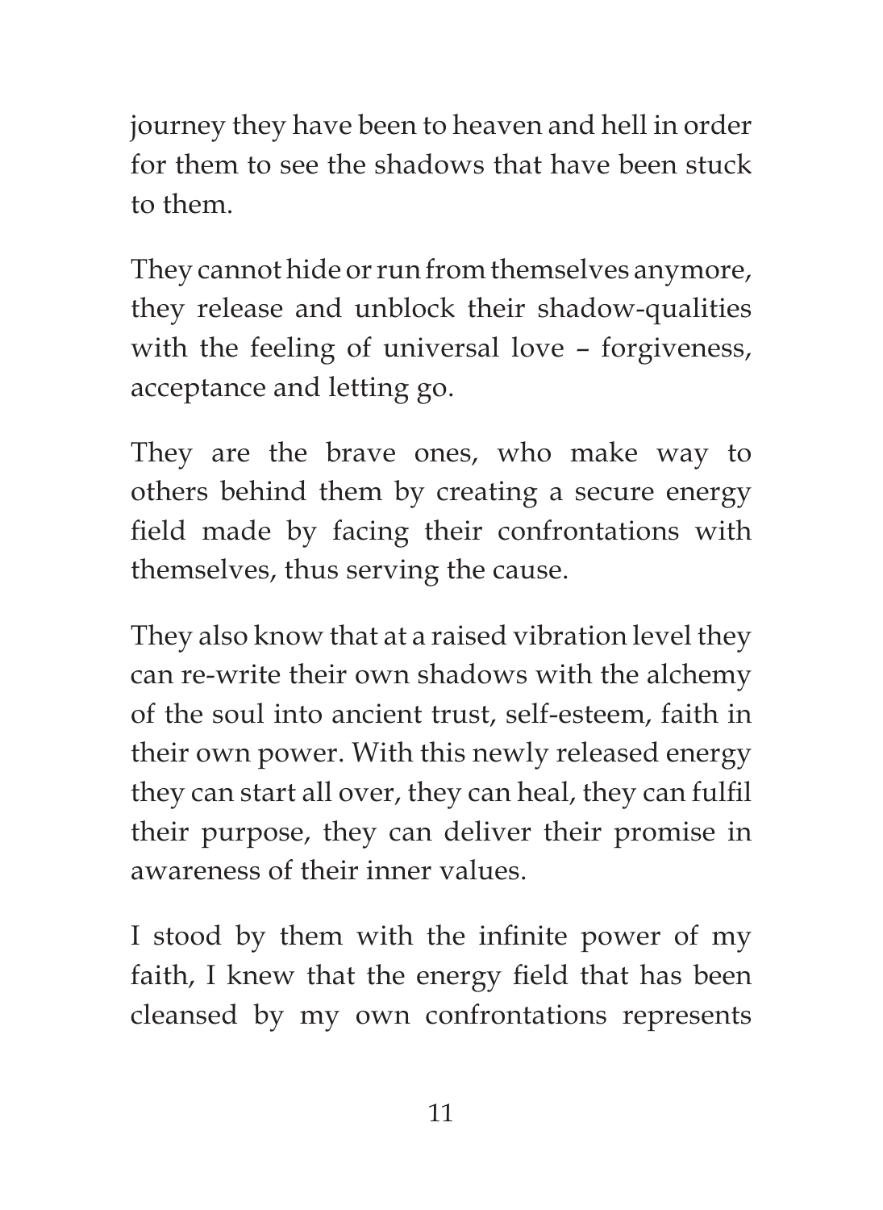journey they have been to heaven and hell in order for them to see the shadows that have been stuck to them.

They cannot hide or run from themselves anymore, they release and unblock their shadow-qualities with the feeling of universal love – forgiveness, acceptance and letting go.

They are the brave ones, who make way to others behind them by creating a secure energy field made by facing their confrontations with themselves, thus serving the cause.

They also know that at a raised vibration level they can re-write their own shadows with the alchemy of the soul into ancient trust, self-esteem, faith in their own power. With this newly released energy they can start all over, they can heal, they can fulfil their purpose, they can deliver their promise in awareness of their inner values.

I stood by them with the infinite power of my faith, I knew that the energy field that has been cleansed by my own confrontations represents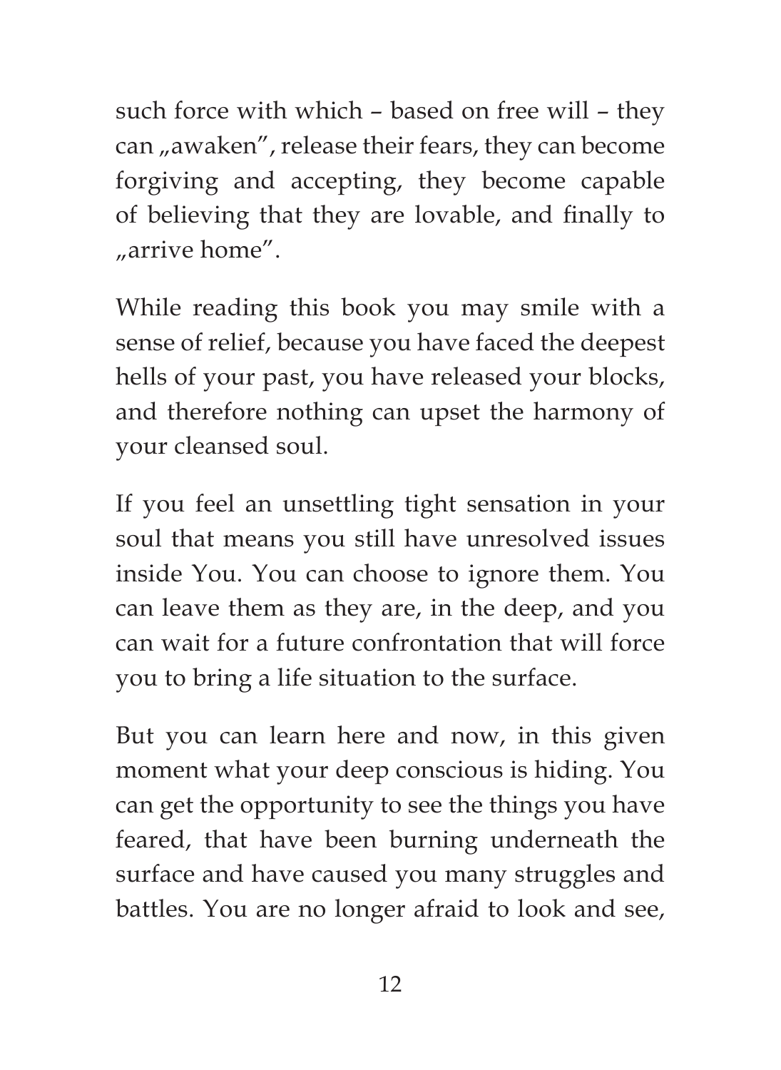such force with which – based on free will – they can „awaken”, release their fears, they can become forgiving and accepting, they become capable of believing that they are lovable, and finally to „arrive home”.

While reading this book you may smile with a sense of relief, because you have faced the deepest hells of your past, you have released your blocks, and therefore nothing can upset the harmony of your cleansed soul.

If you feel an unsettling tight sensation in your soul that means you still have unresolved issues inside You. You can choose to ignore them. You can leave them as they are, in the deep, and you can wait for a future confrontation that will force you to bring a life situation to the surface.

But you can learn here and now, in this given moment what your deep conscious is hiding. You can get the opportunity to see the things you have feared, that have been burning underneath the surface and have caused you many struggles and battles. You are no longer afraid to look and see,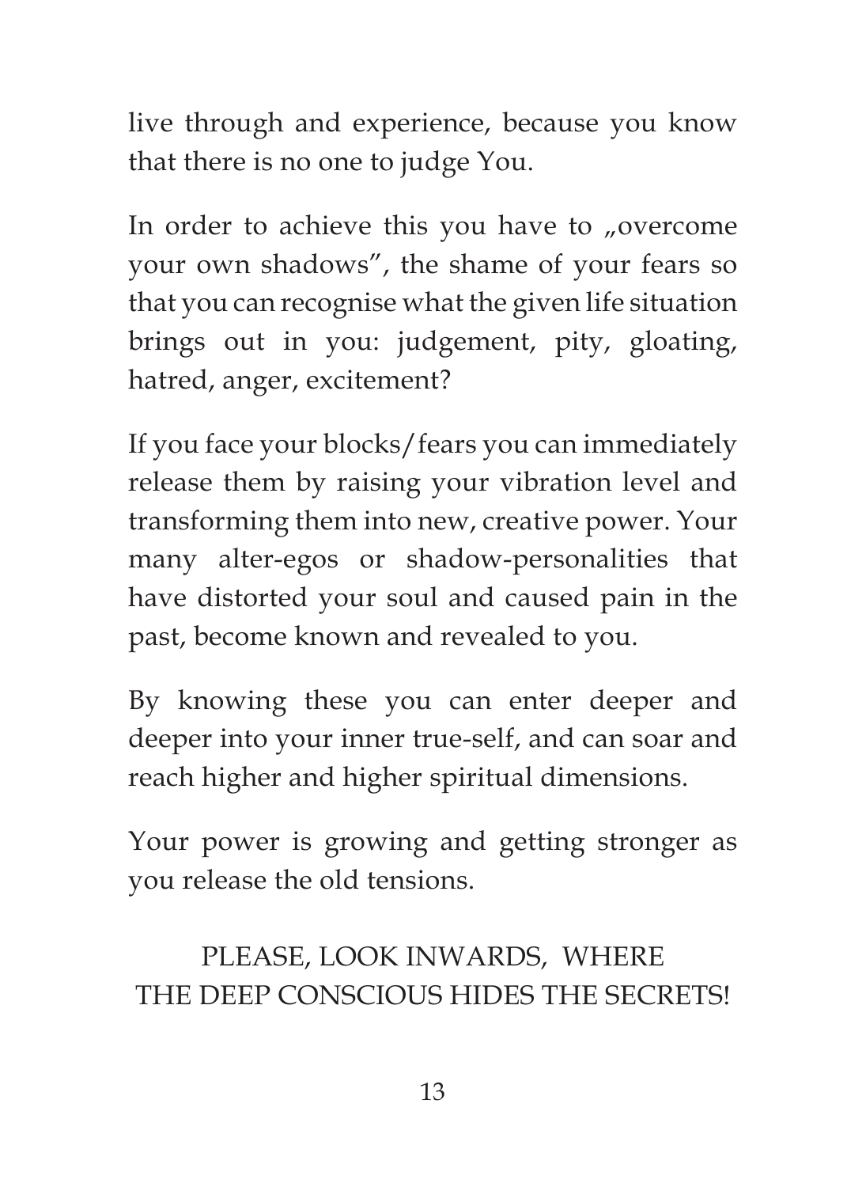live through and experience, because you know that there is no one to judge You.

In order to achieve this you have to „overcome your own shadows", the shame of your fears so that you can recognise what the given life situation brings out in you: judgement, pity, gloating, hatred, anger, excitement?

If you face your blocks/fears you can immediately release them by raising your vibration level and transforming them into new, creative power. Your many alter-egos or shadow-personalities that have distorted your soul and caused pain in the past, become known and revealed to you.

By knowing these you can enter deeper and deeper into your inner true-self, and can soar and reach higher and higher spiritual dimensions.

Your power is growing and getting stronger as you release the old tensions.

PLEASE, LOOK INWARDS, WHERE THE DEEP CONSCIOUS HIDES THE SECRETS!